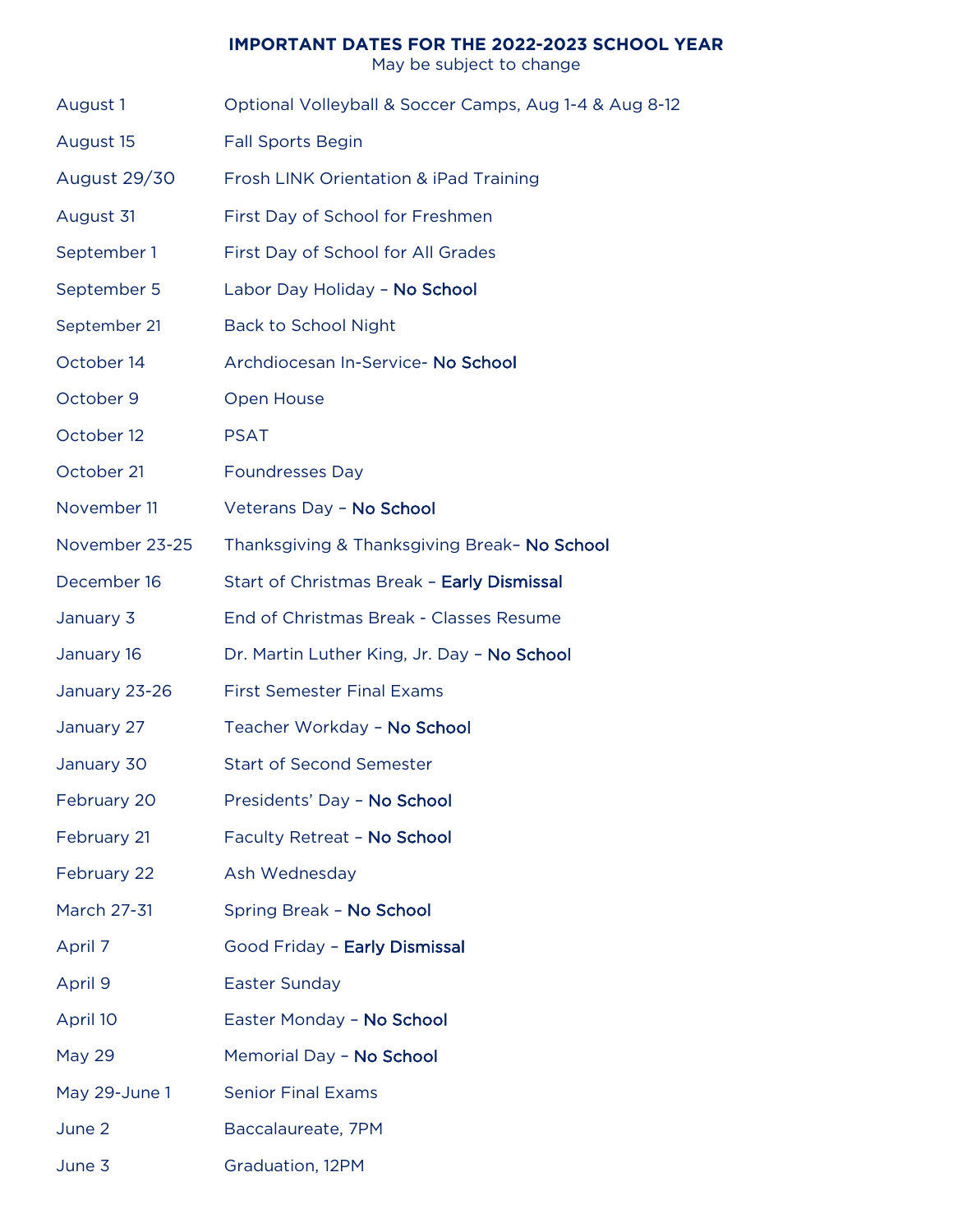# IMPORTANT DATES FOR THE 2022-2023 SCHOOL YEAR

May be subject to change

| | |
|---|---|
| August 1 | Optional Volleyball & Soccer Camps, Aug 1-4 & Aug 8-12 |
| August 15 | Fall Sports Begin |
| August 29/30 | Frosh LINK Orientation & iPad Training |
| August 31 | First Day of School for Freshmen |
| September 1 | First Day of School for All Grades |
| September 5 | Labor Day Holiday – **No School** |
| September 21 | Back to School Night |
| October 14 | Archdiocesan In-Service- **No School** |
| October 9 | Open House |
| October 12 | PSAT |
| October 21 | Foundresses Day |
| November 11 | Veterans Day – **No School** |
| November 23-25 | Thanksgiving & Thanksgiving Break– **No School** |
| December 16 | Start of Christmas Break – **Early Dismissal** |
| January 3 | End of Christmas Break - Classes Resume |
| January 16 | Dr. Martin Luther King, Jr. Day – **No School** |
| January 23-26 | First Semester Final Exams |
| January 27 | Teacher Workday – **No School** |
| January 30 | Start of Second Semester |
| February 20 | Presidents' Day – **No School** |
| February 21 | Faculty Retreat – **No School** |
| February 22 | Ash Wednesday |
| March 27-31 | Spring Break – **No School** |
| April 7 | Good Friday – **Early Dismissal** |
| April 9 | Easter Sunday |
| April 10 | Easter Monday – **No School** |
| May 29 | Memorial Day – **No School** |
| May 29-June 1 | Senior Final Exams |
| June 2 | Baccalaureate, 7PM |
| June 3 | Graduation, 12PM |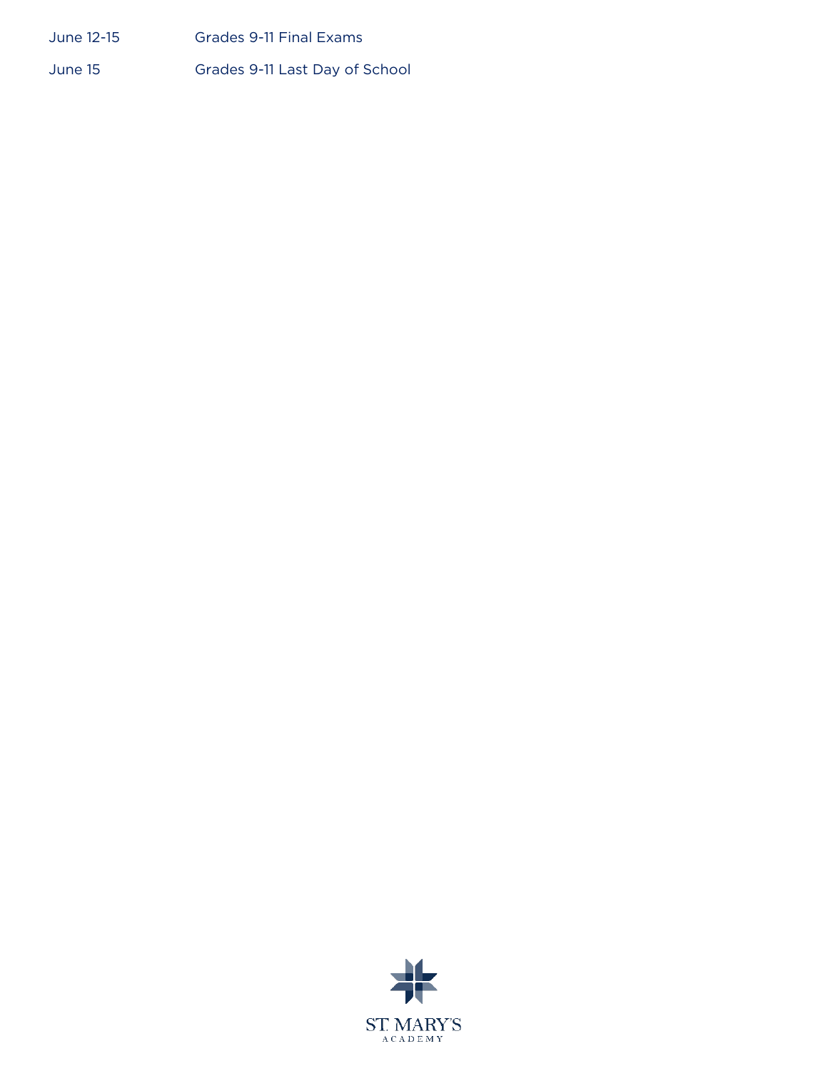| | |
|---|---|
| June 12-15 | Grades 9-11 Final Exams |
| June 15 | Grades 9-11 Last Day of School |

ST. MARY'S
ACADEMY